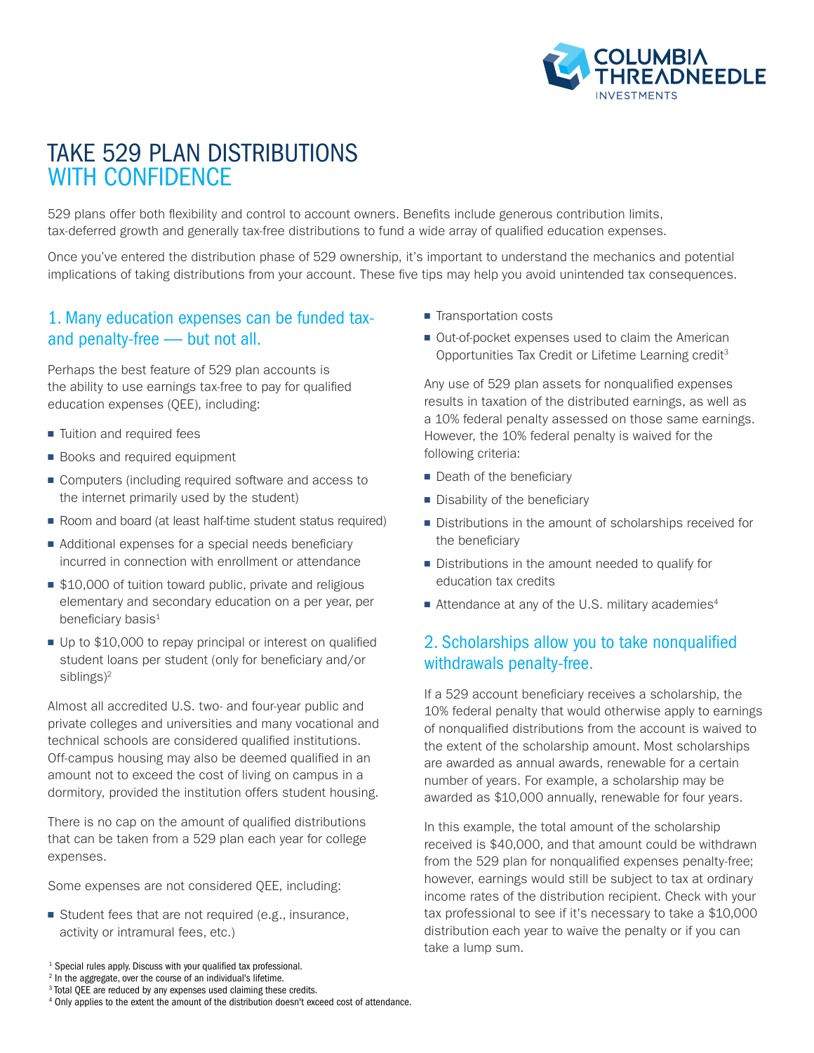# TAKE 529 PLAN DISTRIBUTIONS WITH CONFIDENCE

529 plans offer both flexibility and control to account owners. Benefits include generous contribution limits, tax-deferred growth and generally tax-free distributions to fund a wide array of qualified education expenses.

Once you've entered the distribution phase of 529 ownership, it's important to understand the mechanics and potential implications of taking distributions from your account. These five tips may help you avoid unintended tax consequences.

## 1. Many education expenses can be funded tax- and penalty-free — but not all.

Perhaps the best feature of 529 plan accounts is the ability to use earnings tax-free to pay for qualified education expenses (QEE), including:

- Tuition and required fees
- Books and required equipment
- Computers (including required software and access to the internet primarily used by the student)
- Room and board (at least half-time student status required)
- Additional expenses for a special needs beneficiary incurred in connection with enrollment or attendance
- $10,000 of tuition toward public, private and religious elementary and secondary education on a per year, per beneficiary basis[1]
- Up to $10,000 to repay principal or interest on qualified student loans per student (only for beneficiary and/or siblings)[2]

Almost all accredited U.S. two- and four-year public and private colleges and universities and many vocational and technical schools are considered qualified institutions. Off-campus housing may also be deemed qualified in an amount not to exceed the cost of living on campus in a dormitory, provided the institution offers student housing.

There is no cap on the amount of qualified distributions that can be taken from a 529 plan each year for college expenses.

Some expenses are not considered QEE, including:

- Student fees that are not required (e.g., insurance, activity or intramural fees, etc.)
- Transportation costs
- Out-of-pocket expenses used to claim the American Opportunities Tax Credit or Lifetime Learning credit[3]

Any use of 529 plan assets for nonqualified expenses results in taxation of the distributed earnings, as well as a 10% federal penalty assessed on those same earnings. However, the 10% federal penalty is waived for the following criteria:

- Death of the beneficiary
- Disability of the beneficiary
- Distributions in the amount of scholarships received for the beneficiary
- Distributions in the amount needed to qualify for education tax credits
- Attendance at any of the U.S. military academies[4]

## 2. Scholarships allow you to take nonqualified withdrawals penalty-free.

If a 529 account beneficiary receives a scholarship, the 10% federal penalty that would otherwise apply to earnings of nonqualified distributions from the account is waived to the extent of the scholarship amount. Most scholarships are awarded as annual awards, renewable for a certain number of years. For example, a scholarship may be awarded as $10,000 annually, renewable for four years.

In this example, the total amount of the scholarship received is $40,000, and that amount could be withdrawn from the 529 plan for nonqualified expenses penalty-free; however, earnings would still be subject to tax at ordinary income rates of the distribution recipient. Check with your tax professional to see if it's necessary to take a $10,000 distribution each year to waive the penalty or if you can take a lump sum.

[1] Special rules apply. Discuss with your qualified tax professional.
[2] In the aggregate, over the course of an individual's lifetime.
[3] Total QEE are reduced by any expenses used claiming these credits.
[4] Only applies to the extent the amount of the distribution doesn't exceed cost of attendance.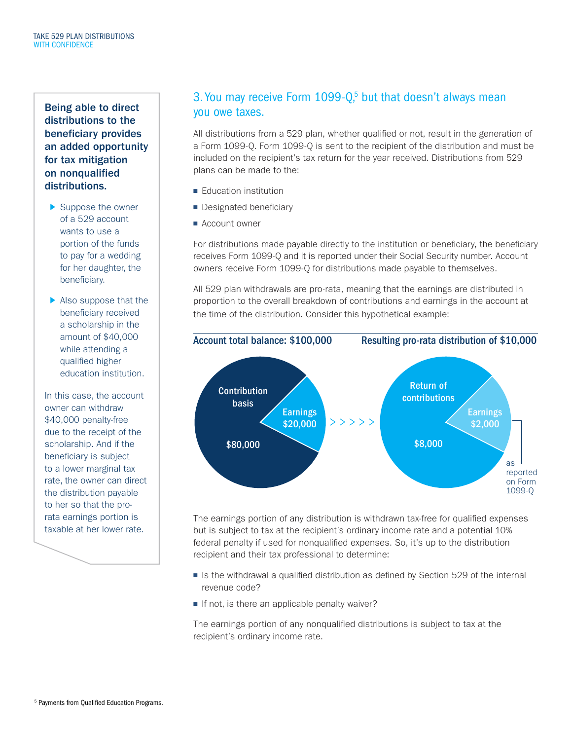**Being able to direct distributions to the beneficiary provides an added opportunity for tax mitigation on nonqualified distributions.**

- Suppose the owner of a 529 account wants to use a portion of the funds to pay for a wedding for her daughter, the beneficiary.
- Also suppose that the beneficiary received a scholarship in the amount of $40,000 while attending a qualified higher education institution.

In this case, the account owner can withdraw $40,000 penalty-free due to the receipt of the scholarship. And if the beneficiary is subject to a lower marginal tax rate, the owner can direct the distribution payable to her so that the pro-rata earnings portion is taxable at her lower rate.

## 3. You may receive Form 1099-Q,[5] but that doesn't always mean you owe taxes.

All distributions from a 529 plan, whether qualified or not, result in the generation of a Form 1099-Q. Form 1099-Q is sent to the recipient of the distribution and must be included on the recipient's tax return for the year received. Distributions from 529 plans can be made to the:

- Education institution
- Designated beneficiary
- Account owner

For distributions made payable directly to the institution or beneficiary, the beneficiary receives Form 1099-Q and it is reported under their Social Security number. Account owners receive Form 1099-Q for distributions made payable to themselves.

All 529 plan withdrawals are pro-rata, meaning that the earnings are distributed in proportion to the overall breakdown of contributions and earnings in the account at the time of the distribution. Consider this hypothetical example:

**Account total balance: $100,000**

Contribution basis $80,000 | Earnings $20,000

**Resulting pro-rata distribution of $10,000**

Return of contributions $8,000 | Earnings $2,000 as reported on Form 1099-Q

The earnings portion of any distribution is withdrawn tax-free for qualified expenses but is subject to tax at the recipient's ordinary income rate and a potential 10% federal penalty if used for nonqualified expenses. So, it's up to the distribution recipient and their tax professional to determine:

- Is the withdrawal a qualified distribution as defined by Section 529 of the internal revenue code?
- If not, is there an applicable penalty waiver?

The earnings portion of any nonqualified distributions is subject to tax at the recipient's ordinary income rate.

[5] Payments from Qualified Education Programs.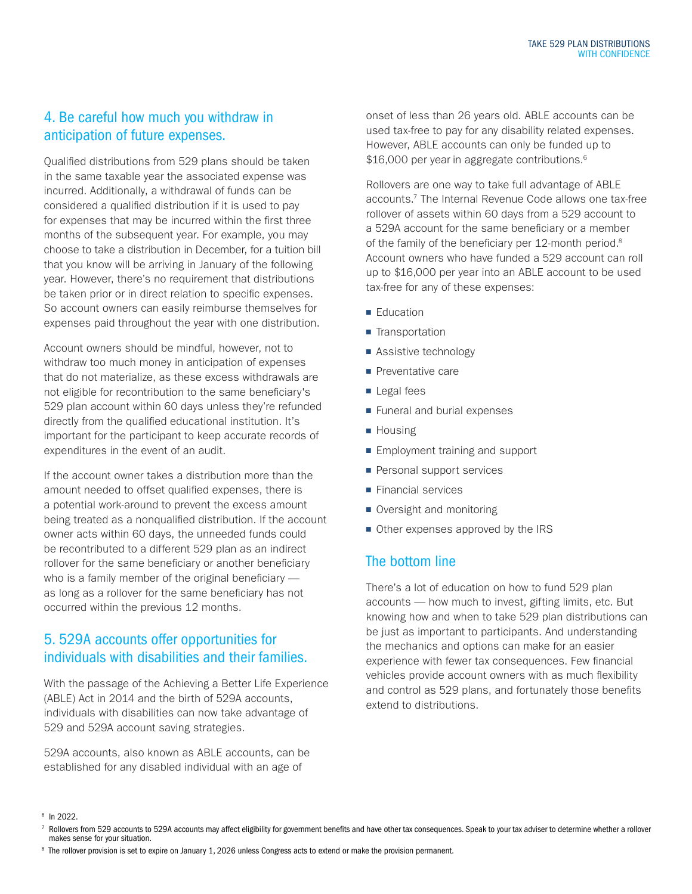## 4. Be careful how much you withdraw in anticipation of future expenses.

Qualified distributions from 529 plans should be taken in the same taxable year the associated expense was incurred. Additionally, a withdrawal of funds can be considered a qualified distribution if it is used to pay for expenses that may be incurred within the first three months of the subsequent year. For example, you may choose to take a distribution in December, for a tuition bill that you know will be arriving in January of the following year. However, there's no requirement that distributions be taken prior or in direct relation to specific expenses. So account owners can easily reimburse themselves for expenses paid throughout the year with one distribution.

Account owners should be mindful, however, not to withdraw too much money in anticipation of expenses that do not materialize, as these excess withdrawals are not eligible for recontribution to the same beneficiary's 529 plan account within 60 days unless they're refunded directly from the qualified educational institution. It's important for the participant to keep accurate records of expenditures in the event of an audit.

If the account owner takes a distribution more than the amount needed to offset qualified expenses, there is a potential work-around to prevent the excess amount being treated as a nonqualified distribution. If the account owner acts within 60 days, the unneeded funds could be recontributed to a different 529 plan as an indirect rollover for the same beneficiary or another beneficiary who is a family member of the original beneficiary — as long as a rollover for the same beneficiary has not occurred within the previous 12 months.

## 5. 529A accounts offer opportunities for individuals with disabilities and their families.

With the passage of the Achieving a Better Life Experience (ABLE) Act in 2014 and the birth of 529A accounts, individuals with disabilities can now take advantage of 529 and 529A account saving strategies.

529A accounts, also known as ABLE accounts, can be established for any disabled individual with an age of onset of less than 26 years old. ABLE accounts can be used tax-free to pay for any disability related expenses. However, ABLE accounts can only be funded up to $16,000 per year in aggregate contributions.[6]

Rollovers are one way to take full advantage of ABLE accounts.[7] The Internal Revenue Code allows one tax-free rollover of assets within 60 days from a 529 account to a 529A account for the same beneficiary or a member of the family of the beneficiary per 12-month period.[8] Account owners who have funded a 529 account can roll up to $16,000 per year into an ABLE account to be used tax-free for any of these expenses:

- Education
- Transportation
- Assistive technology
- Preventative care
- Legal fees
- Funeral and burial expenses
- Housing
- Employment training and support
- Personal support services
- Financial services
- Oversight and monitoring
- Other expenses approved by the IRS

## The bottom line

There's a lot of education on how to fund 529 plan accounts — how much to invest, gifting limits, etc. But knowing how and when to take 529 plan distributions can be just as important to participants. And understanding the mechanics and options can make for an easier experience with fewer tax consequences. Few financial vehicles provide account owners with as much flexibility and control as 529 plans, and fortunately those benefits extend to distributions.

---

[6] In 2022.

[7] Rollovers from 529 accounts to 529A accounts may affect eligibility for government benefits and have other tax consequences. Speak to your tax adviser to determine whether a rollover makes sense for your situation.

[8] The rollover provision is set to expire on January 1, 2026 unless Congress acts to extend or make the provision permanent.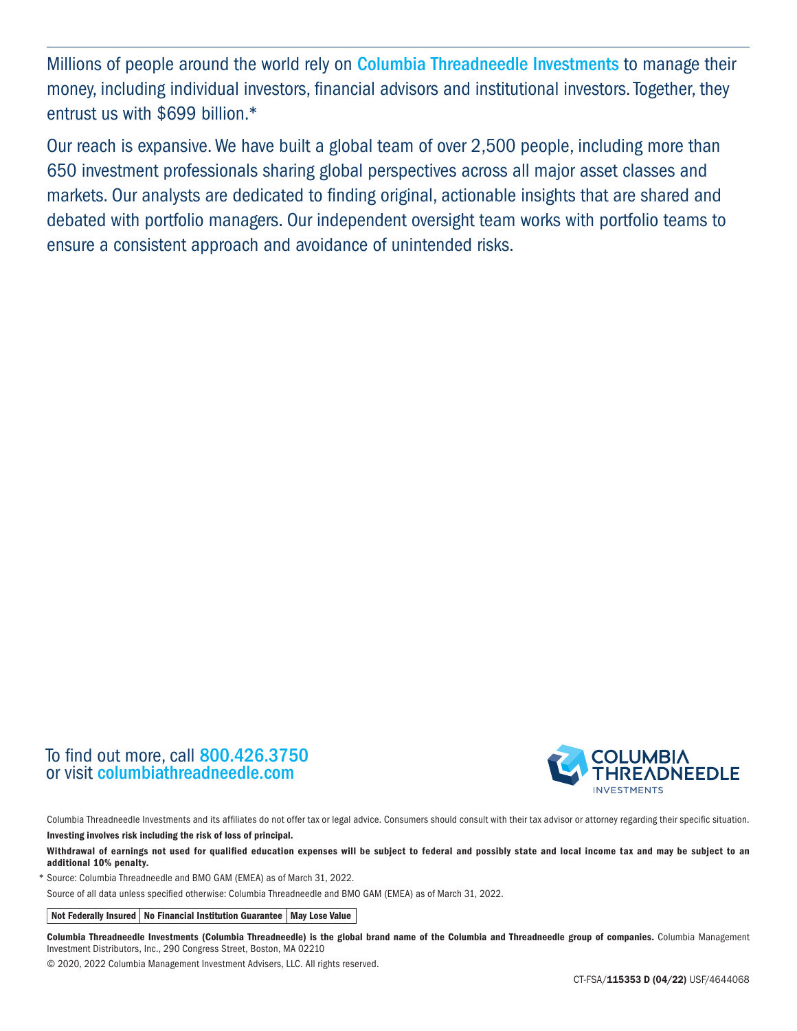Millions of people around the world rely on Columbia Threadneedle Investments to manage their money, including individual investors, financial advisors and institutional investors. Together, they entrust us with $699 billion.*

Our reach is expansive. We have built a global team of over 2,500 people, including more than 650 investment professionals sharing global perspectives across all major asset classes and markets. Our analysts are dedicated to finding original, actionable insights that are shared and debated with portfolio managers. Our independent oversight team works with portfolio teams to ensure a consistent approach and avoidance of unintended risks.

To find out more, call 800.426.3750
or visit columbiathreadneedle.com

COLUMBIA THREADNEEDLE INVESTMENTS

Columbia Threadneedle Investments and its affiliates do not offer tax or legal advice. Consumers should consult with their tax advisor or attorney regarding their specific situation.

**Investing involves risk including the risk of loss of principal.**

**Withdrawal of earnings not used for qualified education expenses will be subject to federal and possibly state and local income tax and may be subject to an additional 10% penalty.**

* Source: Columbia Threadneedle and BMO GAM (EMEA) as of March 31, 2022.

Source of all data unless specified otherwise: Columbia Threadneedle and BMO GAM (EMEA) as of March 31, 2022.

**Not Federally Insured | No Financial Institution Guarantee | May Lose Value**

**Columbia Threadneedle Investments (Columbia Threadneedle) is the global brand name of the Columbia and Threadneedle group of companies.** Columbia Management Investment Distributors, Inc., 290 Congress Street, Boston, MA 02210

© 2020, 2022 Columbia Management Investment Advisers, LLC. All rights reserved.

CT-FSA/**115353 D (04/22)** USF/4644068